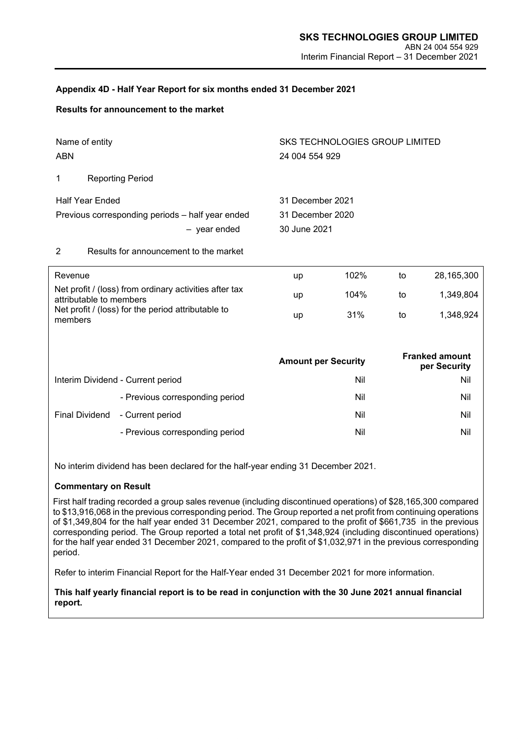## Appendix 4D - Half Year Report for six months ended 31 December 2021

### Results for announcement to the market

| | |
|---|---|
| Name of entity | SKS TECHNOLOGIES GROUP LIMITED |
| ABN | 24 004 554 929 |

1 Reporting Period

| | |
|---|---|
| Half Year Ended | 31 December 2021 |
| Previous corresponding periods – half year ended | 31 December 2020 |
| – year ended | 30 June 2021 |

2 Results for announcement to the market

| | | | | |
|---|---|---|---|---|
| Revenue | up | 102% | to | 28,165,300 |
| Net profit / (loss) from ordinary activities after tax attributable to members | up | 104% | to | 1,349,804 |
| Net profit / (loss) for the period attributable to members | up | 31% | to | 1,348,924 |

| | | Amount per Security | Franked amount per Security |
|---|---|---|---|
| Interim Dividend | - Current period | Nil | Nil |
| | - Previous corresponding period | Nil | Nil |
| Final Dividend | - Current period | Nil | Nil |
| | - Previous corresponding period | Nil | Nil |

No interim dividend has been declared for the half-year ending 31 December 2021.

**Commentary on Result**

First half trading recorded a group sales revenue (including discontinued operations) of $28,165,300 compared to $13,916,068 in the previous corresponding period. The Group reported a net profit from continuing operations of $1,349,804 for the half year ended 31 December 2021, compared to the profit of $661,735 in the previous corresponding period. The Group reported a total net profit of $1,348,924 (including discontinued operations) for the half year ended 31 December 2021, compared to the profit of $1,032,971 in the previous corresponding period.

Refer to interim Financial Report for the Half-Year ended 31 December 2021 for more information.

**This half yearly financial report is to be read in conjunction with the 30 June 2021 annual financial report.**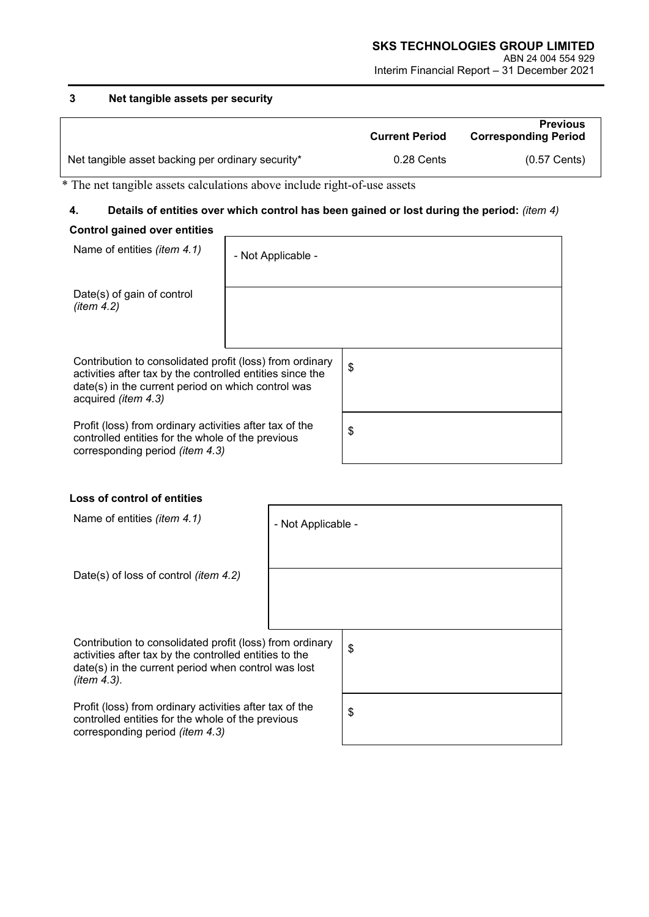## 3 Net tangible assets per security

| | Current Period | Previous Corresponding Period |
|---|---|---|
| Net tangible asset backing per ordinary security* | 0.28 Cents | (0.57 Cents) |

\* The net tangible assets calculations above include right-of-use assets

## 4. Details of entities over which control has been gained or lost during the period: *(item 4)*

**Control gained over entities**

| | |
|---|---|
| Name of entities *(item 4.1)* | - Not Applicable - |
| Date(s) of gain of control *(item 4.2)* | |
| Contribution to consolidated profit (loss) from ordinary activities after tax by the controlled entities since the date(s) in the current period on which control was acquired *(item 4.3)* | $ |
| Profit (loss) from ordinary activities after tax of the controlled entities for the whole of the previous corresponding period *(item 4.3)* | $ |

**Loss of control of entities**

| | |
|---|---|
| Name of entities *(item 4.1)* | - Not Applicable - |
| Date(s) of loss of control *(item 4.2)* | |
| Contribution to consolidated profit (loss) from ordinary activities after tax by the controlled entities to the date(s) in the current period when control was lost *(item 4.3).* | $ |
| Profit (loss) from ordinary activities after tax of the controlled entities for the whole of the previous corresponding period *(item 4.3)* | $ |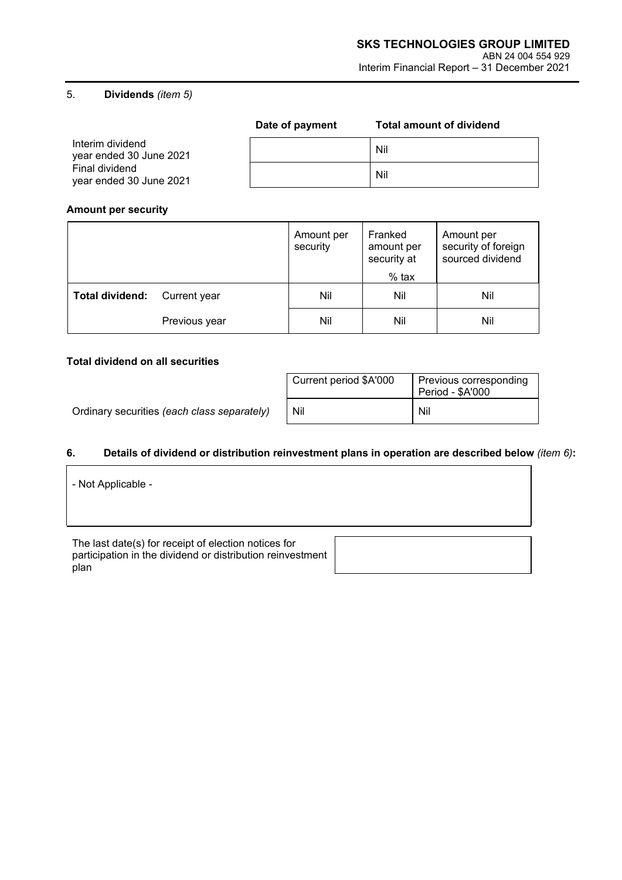## 5. Dividends *(item 5)*

| | Date of payment | Total amount of dividend |
|---|---|---|
| Interim dividend year ended 30 June 2021 | | Nil |
| Final dividend year ended 30 June 2021 | | Nil |

### Amount per security

| | | Amount per security | Franked amount per security at % tax | Amount per security of foreign sourced dividend |
|---|---|---|---|---|
| **Total dividend:** | Current year | Nil | Nil | Nil |
| | Previous year | Nil | Nil | Nil |

### Total dividend on all securities

| | Current period $A'000 | Previous corresponding Period - $A'000 |
|---|---|---|
| Ordinary securities *(each class separately)* | Nil | Nil |

## 6. Details of dividend or distribution reinvestment plans in operation are described below *(item 6)*:

- Not Applicable -

| The last date(s) for receipt of election notices for participation in the dividend or distribution reinvestment plan | |
|---|---|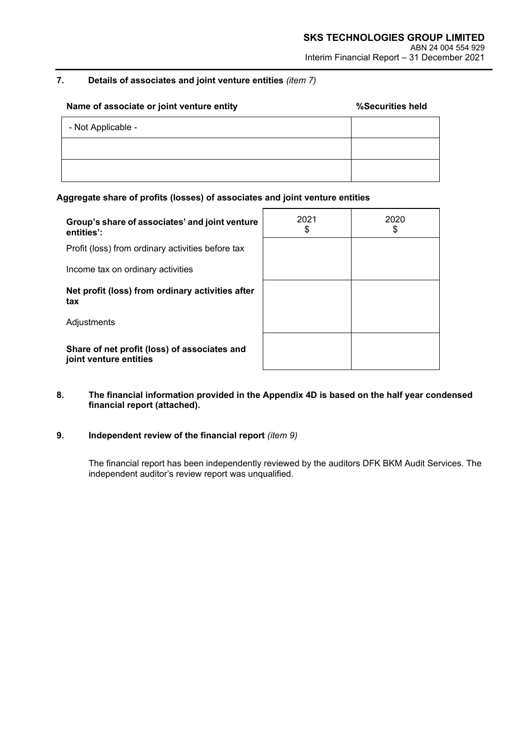## 7. Details of associates and joint venture entities *(item 7)*

| Name of associate or joint venture entity | %Securities held |
|---|---|
| - Not Applicable - | |
| | |
| | |

**Aggregate share of profits (losses) of associates and joint venture entities**

| **Group's share of associates' and joint venture entities':** | 2021 $ | 2020 $ |
|---|---|---|
| Profit (loss) from ordinary activities before tax | | |
| Income tax on ordinary activities | | |
| **Net profit (loss) from ordinary activities after tax** | | |
| Adjustments | | |
| **Share of net profit (loss) of associates and joint venture entities** | | |

## 8. The financial information provided in the Appendix 4D is based on the half year condensed financial report (attached).

## 9. Independent review of the financial report *(item 9)*

The financial report has been independently reviewed by the auditors DFK BKM Audit Services. The independent auditor's review report was unqualified.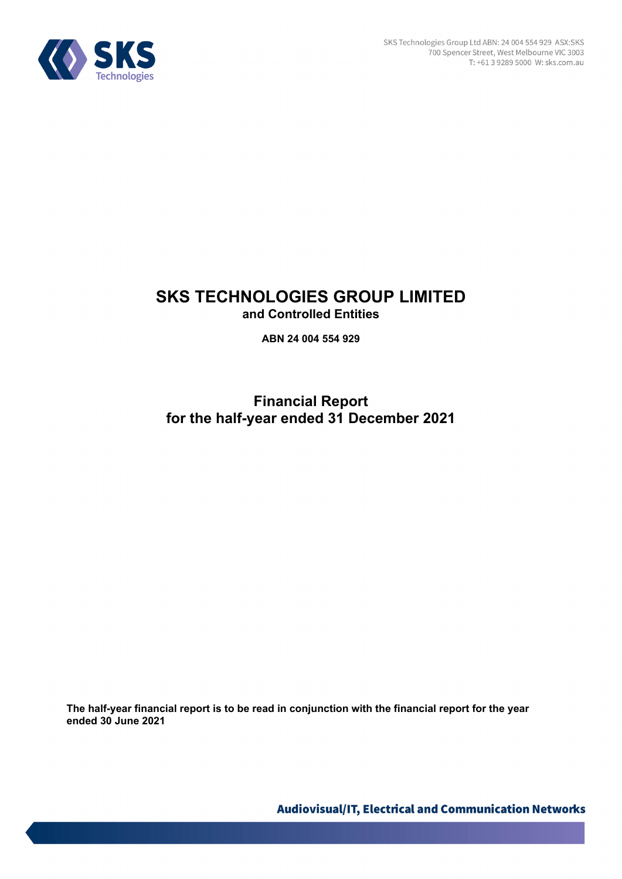SKS Technologies Group Ltd ABN: 24 004 554 929 ASX:SKS
700 Spencer Street, West Melbourne VIC 3003
T: +61 3 9289 5000 W: sks.com.au

# SKS TECHNOLOGIES GROUP LIMITED
## and Controlled Entities

**ABN 24 004 554 929**

## Financial Report
## for the half-year ended 31 December 2021

**The half-year financial report is to be read in conjunction with the financial report for the year ended 30 June 2021**

**Audiovisual/IT, Electrical and Communication Networks**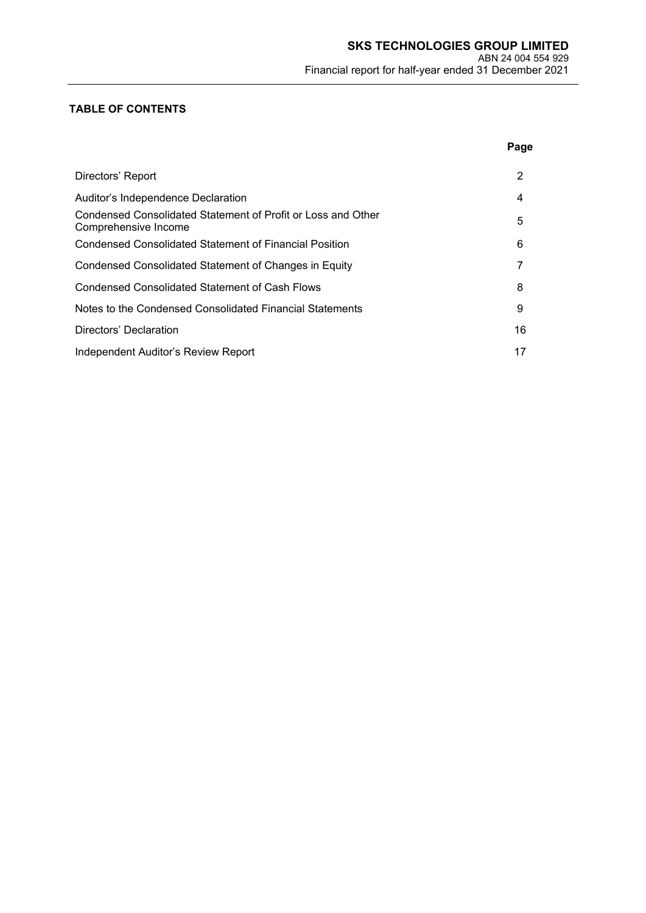## TABLE OF CONTENTS

| | Page |
|---|---|
| Directors' Report | 2 |
| Auditor's Independence Declaration | 4 |
| Condensed Consolidated Statement of Profit or Loss and Other Comprehensive Income | 5 |
| Condensed Consolidated Statement of Financial Position | 6 |
| Condensed Consolidated Statement of Changes in Equity | 7 |
| Condensed Consolidated Statement of Cash Flows | 8 |
| Notes to the Condensed Consolidated Financial Statements | 9 |
| Directors' Declaration | 16 |
| Independent Auditor's Review Report | 17 |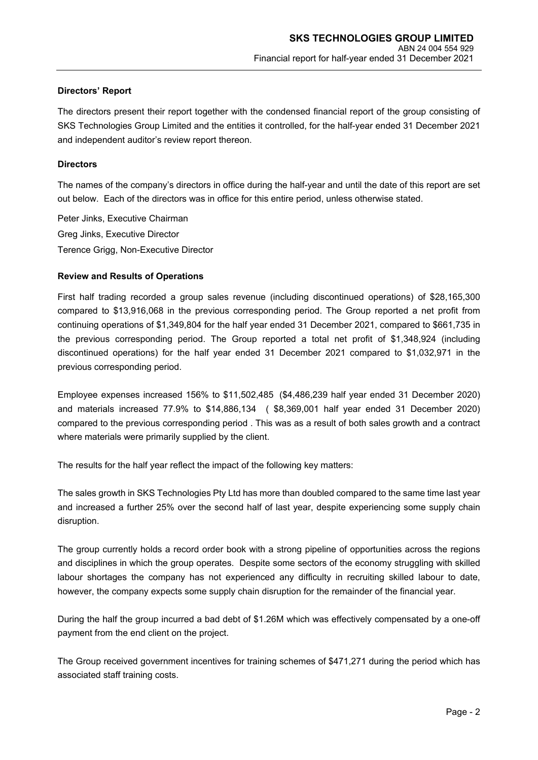## Directors' Report

The directors present their report together with the condensed financial report of the group consisting of SKS Technologies Group Limited and the entities it controlled, for the half-year ended 31 December 2021 and independent auditor's review report thereon.

## Directors

The names of the company's directors in office during the half-year and until the date of this report are set out below. Each of the directors was in office for this entire period, unless otherwise stated.

Peter Jinks, Executive Chairman

Greg Jinks, Executive Director

Terence Grigg, Non-Executive Director

## Review and Results of Operations

First half trading recorded a group sales revenue (including discontinued operations) of $28,165,300 compared to $13,916,068 in the previous corresponding period. The Group reported a net profit from continuing operations of $1,349,804 for the half year ended 31 December 2021, compared to $661,735 in the previous corresponding period. The Group reported a total net profit of $1,348,924 (including discontinued operations) for the half year ended 31 December 2021 compared to $1,032,971 in the previous corresponding period.

Employee expenses increased 156% to $11,502,485 ($4,486,239 half year ended 31 December 2020) and materials increased 77.9% to $14,886,134 ( $8,369,001 half year ended 31 December 2020) compared to the previous corresponding period . This was as a result of both sales growth and a contract where materials were primarily supplied by the client.

The results for the half year reflect the impact of the following key matters:

The sales growth in SKS Technologies Pty Ltd has more than doubled compared to the same time last year and increased a further 25% over the second half of last year, despite experiencing some supply chain disruption.

The group currently holds a record order book with a strong pipeline of opportunities across the regions and disciplines in which the group operates. Despite some sectors of the economy struggling with skilled labour shortages the company has not experienced any difficulty in recruiting skilled labour to date, however, the company expects some supply chain disruption for the remainder of the financial year.

During the half the group incurred a bad debt of $1.26M which was effectively compensated by a one-off payment from the end client on the project.

The Group received government incentives for training schemes of $471,271 during the period which has associated staff training costs.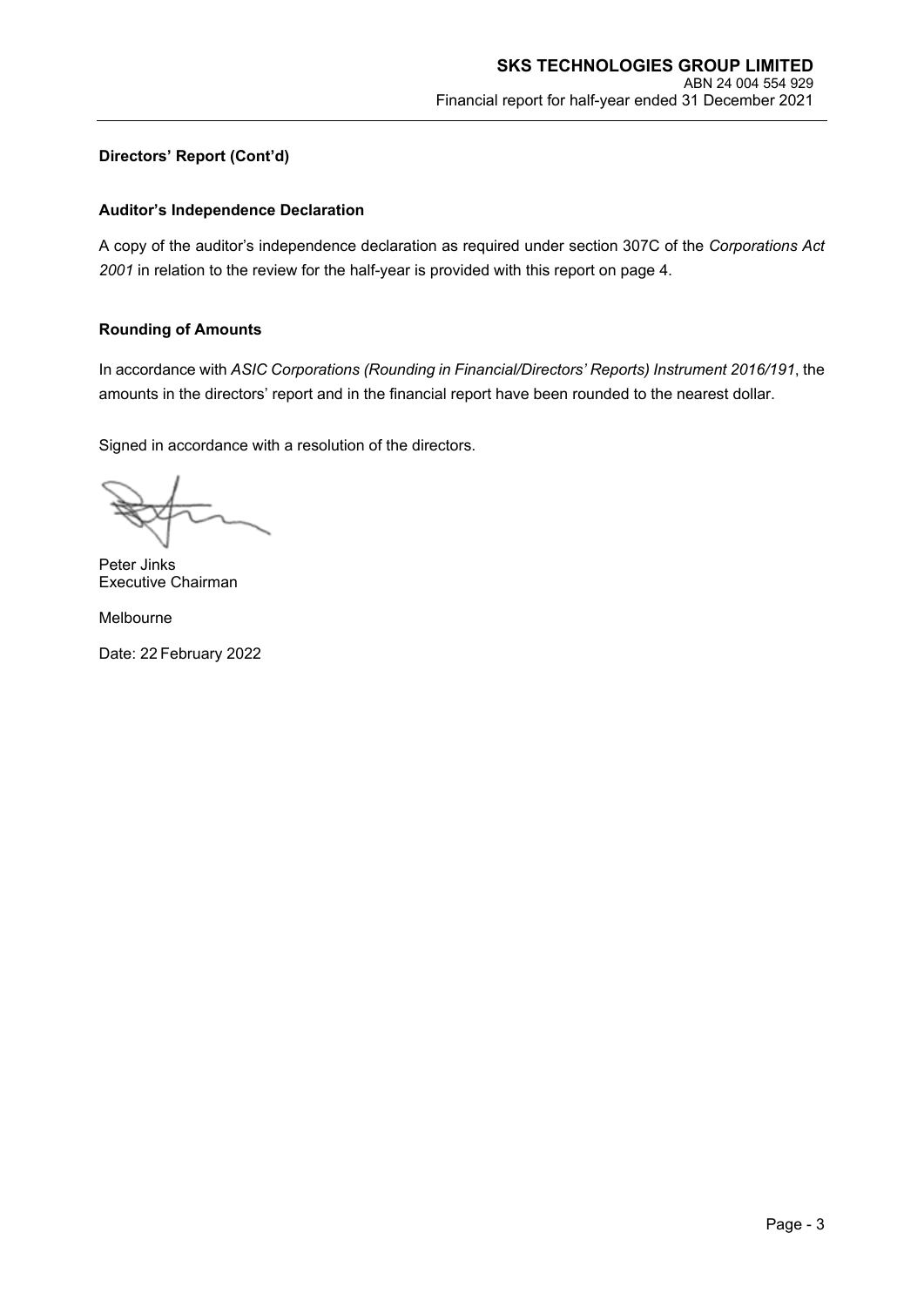**Directors' Report (Cont'd)**

**Auditor's Independence Declaration**

A copy of the auditor's independence declaration as required under section 307C of the *Corporations Act 2001* in relation to the review for the half-year is provided with this report on page 4.

**Rounding of Amounts**

In accordance with *ASIC Corporations (Rounding in Financial/Directors' Reports) Instrument 2016/191*, the amounts in the directors' report and in the financial report have been rounded to the nearest dollar.

Signed in accordance with a resolution of the directors.

Peter Jinks
Executive Chairman

Melbourne

Date: 22 February 2022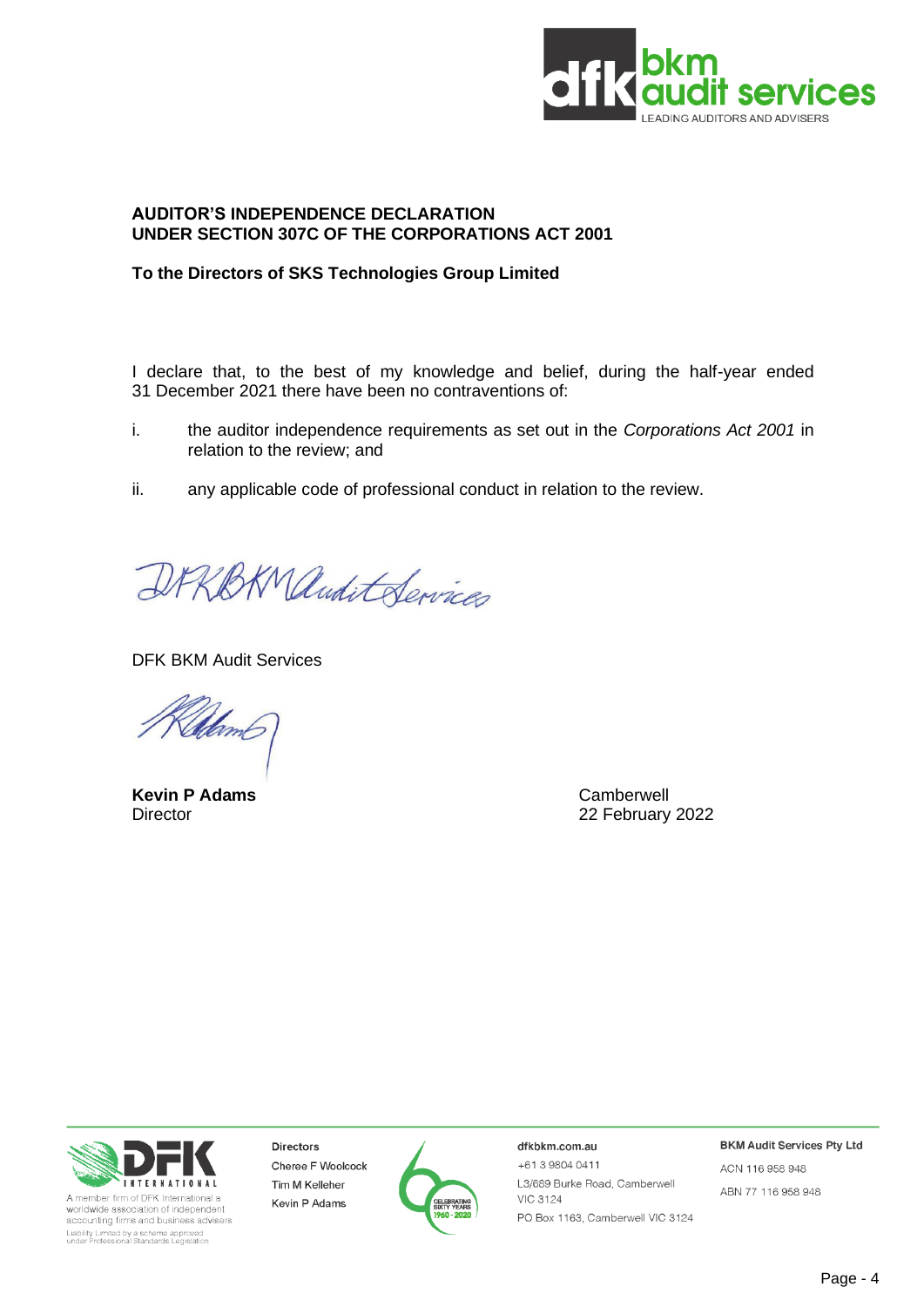# AUDITOR'S INDEPENDENCE DECLARATION UNDER SECTION 307C OF THE CORPORATIONS ACT 2001

**To the Directors of SKS Technologies Group Limited**

I declare that, to the best of my knowledge and belief, during the half-year ended 31 December 2021 there have been no contraventions of:

i. the auditor independence requirements as set out in the *Corporations Act 2001* in relation to the review; and

ii. any applicable code of professional conduct in relation to the review.

DFK BKM Audit Services

**Kevin P Adams**
Director

Camberwell
22 February 2022

A member firm of DFK International a worldwide association of independent accounting firms and business advisers
Liability Limited by a scheme approved under Professional Standards Legislation

Directors
Cheree F Woolcock
Tim M Kelleher
Kevin P Adams

dfkbkm.com.au
+61 3 9804 0411
L3/689 Burke Road, Camberwell VIC 3124
PO Box 1163, Camberwell VIC 3124

BKM Audit Services Pty Ltd
ACN 116 958 948
ABN 77 116 958 948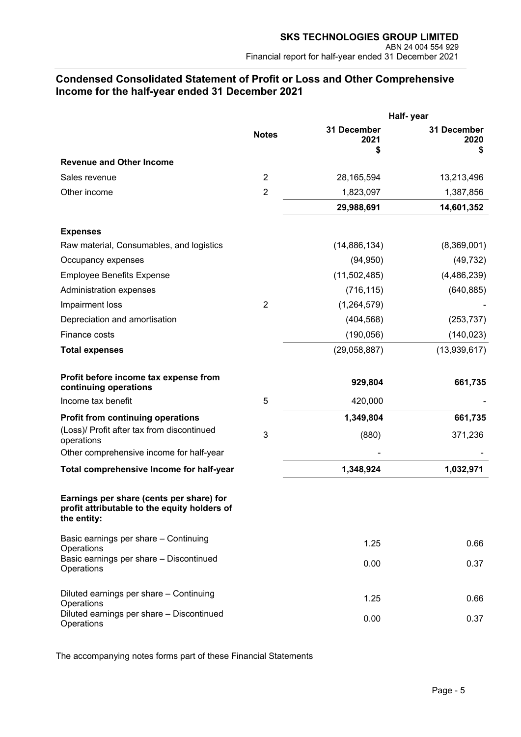## Condensed Consolidated Statement of Profit or Loss and Other Comprehensive Income for the half-year ended 31 December 2021

| | Notes | Half- year | |
|---|---|---|---|
| | | 31 December 2021 $ | 31 December 2020 $ |
| **Revenue and Other Income** | | | |
| Sales revenue | 2 | 28,165,594 | 13,213,496 |
| Other income | 2 | 1,823,097 | 1,387,856 |
| | | **29,988,691** | **14,601,352** |
| **Expenses** | | | |
| Raw material, Consumables, and logistics | | (14,886,134) | (8,369,001) |
| Occupancy expenses | | (94,950) | (49,732) |
| Employee Benefits Expense | | (11,502,485) | (4,486,239) |
| Administration expenses | | (716,115) | (640,885) |
| Impairment loss | 2 | (1,264,579) | - |
| Depreciation and amortisation | | (404,568) | (253,737) |
| Finance costs | | (190,056) | (140,023) |
| **Total expenses** | | (29,058,887) | (13,939,617) |
| **Profit before income tax expense from continuing operations** | | **929,804** | **661,735** |
| Income tax benefit | 5 | 420,000 | - |
| **Profit from continuing operations** | | **1,349,804** | **661,735** |
| (Loss)/ Profit after tax from discontinued operations | 3 | (880) | 371,236 |
| Other comprehensive income for half-year | | - | - |
| **Total comprehensive Income for half-year** | | **1,348,924** | **1,032,971** |
| **Earnings per share (cents per share) for profit attributable to the equity holders of the entity:** | | | |
| Basic earnings per share – Continuing Operations | | 1.25 | 0.66 |
| Basic earnings per share – Discontinued Operations | | 0.00 | 0.37 |
| Diluted earnings per share – Continuing Operations | | 1.25 | 0.66 |
| Diluted earnings per share – Discontinued Operations | | 0.00 | 0.37 |

The accompanying notes forms part of these Financial Statements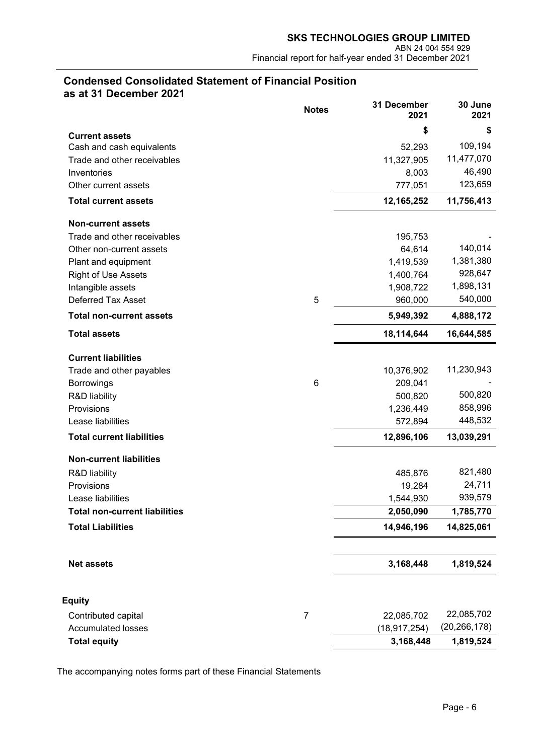## Condensed Consolidated Statement of Financial Position as at 31 December 2021

| | Notes | 31 December 2021 | 30 June 2021 |
|---|---|---|---|
| | | $ | $ |
| **Current assets** | | | |
| Cash and cash equivalents | | 52,293 | 109,194 |
| Trade and other receivables | | 11,327,905 | 11,477,070 |
| Inventories | | 8,003 | 46,490 |
| Other current assets | | 777,051 | 123,659 |
| **Total current assets** | | **12,165,252** | **11,756,413** |
| **Non-current assets** | | | |
| Trade and other receivables | | 195,753 | - |
| Other non-current assets | | 64,614 | 140,014 |
| Plant and equipment | | 1,419,539 | 1,381,380 |
| Right of Use Assets | | 1,400,764 | 928,647 |
| Intangible assets | | 1,908,722 | 1,898,131 |
| Deferred Tax Asset | 5 | 960,000 | 540,000 |
| **Total non-current assets** | | **5,949,392** | **4,888,172** |
| **Total assets** | | **18,114,644** | **16,644,585** |
| **Current liabilities** | | | |
| Trade and other payables | | 10,376,902 | 11,230,943 |
| Borrowings | 6 | 209,041 | - |
| R&D liability | | 500,820 | 500,820 |
| Provisions | | 1,236,449 | 858,996 |
| Lease liabilities | | 572,894 | 448,532 |
| **Total current liabilities** | | **12,896,106** | **13,039,291** |
| **Non-current liabilities** | | | |
| R&D liability | | 485,876 | 821,480 |
| Provisions | | 19,284 | 24,711 |
| Lease liabilities | | 1,544,930 | 939,579 |
| **Total non-current liabilities** | | **2,050,090** | **1,785,770** |
| **Total Liabilities** | | **14,946,196** | **14,825,061** |
| **Net assets** | | **3,168,448** | **1,819,524** |
| **Equity** | | | |
| Contributed capital | 7 | 22,085,702 | 22,085,702 |
| Accumulated losses | | (18,917,254) | (20,266,178) |
| **Total equity** | | **3,168,448** | **1,819,524** |

The accompanying notes forms part of these Financial Statements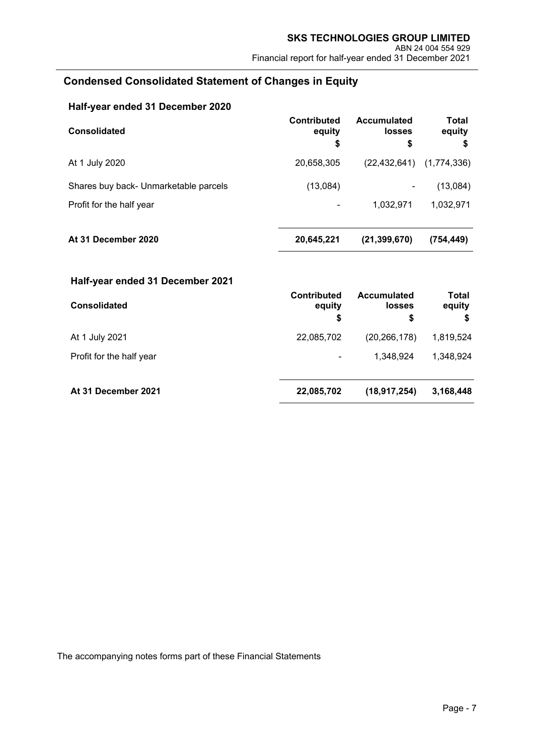# Condensed Consolidated Statement of Changes in Equity

## Half-year ended 31 December 2020

| Consolidated | Contributed equity<br>$ | Accumulated losses<br>$ | Total equity<br>$ |
|---|---|---|---|
| At 1 July 2020 | 20,658,305 | (22,432,641) | (1,774,336) |
| Shares buy back- Unmarketable parcels | (13,084) | - | (13,084) |
| Profit for the half year | - | 1,032,971 | 1,032,971 |
| **At 31 December 2020** | **20,645,221** | **(21,399,670)** | **(754,449)** |

## Half-year ended 31 December 2021

| Consolidated | Contributed equity<br>$ | Accumulated losses<br>$ | Total equity<br>$ |
|---|---|---|---|
| At 1 July 2021 | 22,085,702 | (20,266,178) | 1,819,524 |
| Profit for the half year | - | 1,348,924 | 1,348,924 |
| **At 31 December 2021** | **22,085,702** | **(18,917,254)** | **3,168,448** |

The accompanying notes forms part of these Financial Statements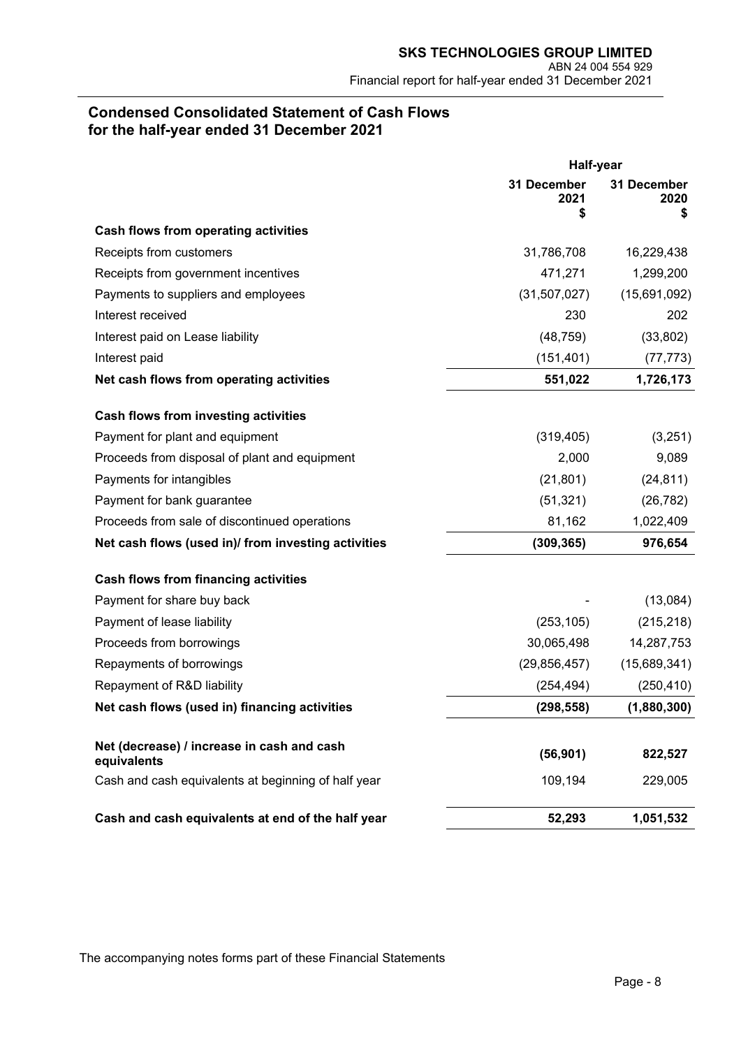## Condensed Consolidated Statement of Cash Flows for the half-year ended 31 December 2021

| | Half-year | |
|---|---|---|
| | **31 December 2021 $** | **31 December 2020 $** |
| **Cash flows from operating activities** | | |
| Receipts from customers | 31,786,708 | 16,229,438 |
| Receipts from government incentives | 471,271 | 1,299,200 |
| Payments to suppliers and employees | (31,507,027) | (15,691,092) |
| Interest received | 230 | 202 |
| Interest paid on Lease liability | (48,759) | (33,802) |
| Interest paid | (151,401) | (77,773) |
| **Net cash flows from operating activities** | **551,022** | **1,726,173** |
| **Cash flows from investing activities** | | |
| Payment for plant and equipment | (319,405) | (3,251) |
| Proceeds from disposal of plant and equipment | 2,000 | 9,089 |
| Payments for intangibles | (21,801) | (24,811) |
| Payment for bank guarantee | (51,321) | (26,782) |
| Proceeds from sale of discontinued operations | 81,162 | 1,022,409 |
| **Net cash flows (used in)/ from investing activities** | **(309,365)** | **976,654** |
| **Cash flows from financing activities** | | |
| Payment for share buy back | - | (13,084) |
| Payment of lease liability | (253,105) | (215,218) |
| Proceeds from borrowings | 30,065,498 | 14,287,753 |
| Repayments of borrowings | (29,856,457) | (15,689,341) |
| Repayment of R&D liability | (254,494) | (250,410) |
| **Net cash flows (used in) financing activities** | **(298,558)** | **(1,880,300)** |
| **Net (decrease) / increase in cash and cash equivalents** | **(56,901)** | **822,527** |
| Cash and cash equivalents at beginning of half year | 109,194 | 229,005 |
| **Cash and cash equivalents at end of the half year** | **52,293** | **1,051,532** |

The accompanying notes forms part of these Financial Statements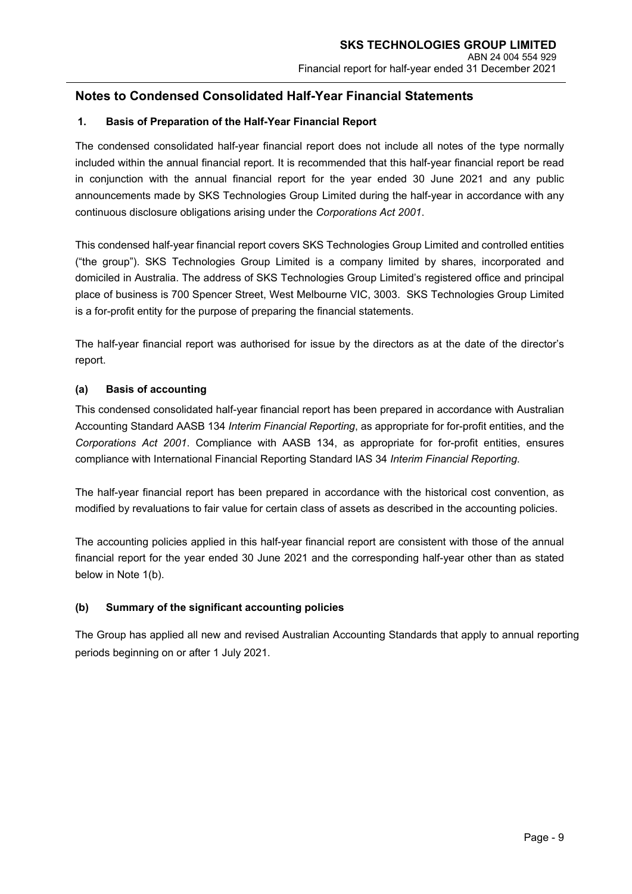# Notes to Condensed Consolidated Half-Year Financial Statements

## 1. Basis of Preparation of the Half-Year Financial Report

The condensed consolidated half-year financial report does not include all notes of the type normally included within the annual financial report. It is recommended that this half-year financial report be read in conjunction with the annual financial report for the year ended 30 June 2021 and any public announcements made by SKS Technologies Group Limited during the half-year in accordance with any continuous disclosure obligations arising under the *Corporations Act 2001*.

This condensed half-year financial report covers SKS Technologies Group Limited and controlled entities ("the group"). SKS Technologies Group Limited is a company limited by shares, incorporated and domiciled in Australia. The address of SKS Technologies Group Limited's registered office and principal place of business is 700 Spencer Street, West Melbourne VIC, 3003. SKS Technologies Group Limited is a for-profit entity for the purpose of preparing the financial statements.

The half-year financial report was authorised for issue by the directors as at the date of the director's report.

### (a) Basis of accounting

This condensed consolidated half-year financial report has been prepared in accordance with Australian Accounting Standard AASB 134 *Interim Financial Reporting*, as appropriate for for-profit entities, and the *Corporations Act 2001*. Compliance with AASB 134, as appropriate for for-profit entities, ensures compliance with International Financial Reporting Standard IAS 34 *Interim Financial Reporting*.

The half-year financial report has been prepared in accordance with the historical cost convention, as modified by revaluations to fair value for certain class of assets as described in the accounting policies.

The accounting policies applied in this half-year financial report are consistent with those of the annual financial report for the year ended 30 June 2021 and the corresponding half-year other than as stated below in Note 1(b).

### (b) Summary of the significant accounting policies

The Group has applied all new and revised Australian Accounting Standards that apply to annual reporting periods beginning on or after 1 July 2021.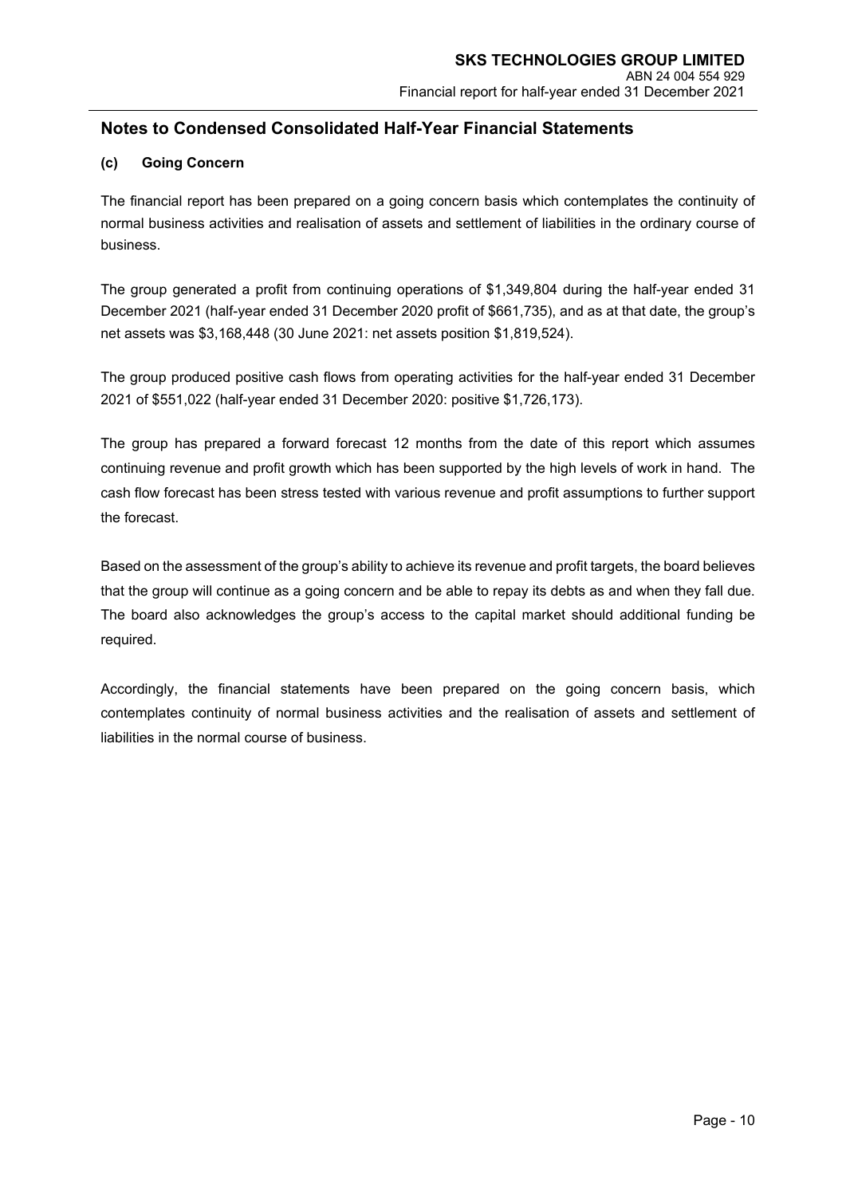## Notes to Condensed Consolidated Half-Year Financial Statements

### (c) Going Concern

The financial report has been prepared on a going concern basis which contemplates the continuity of normal business activities and realisation of assets and settlement of liabilities in the ordinary course of business.

The group generated a profit from continuing operations of $1,349,804 during the half-year ended 31 December 2021 (half-year ended 31 December 2020 profit of $661,735), and as at that date, the group's net assets was $3,168,448 (30 June 2021: net assets position $1,819,524).

The group produced positive cash flows from operating activities for the half-year ended 31 December 2021 of $551,022 (half-year ended 31 December 2020: positive $1,726,173).

The group has prepared a forward forecast 12 months from the date of this report which assumes continuing revenue and profit growth which has been supported by the high levels of work in hand. The cash flow forecast has been stress tested with various revenue and profit assumptions to further support the forecast.

Based on the assessment of the group's ability to achieve its revenue and profit targets, the board believes that the group will continue as a going concern and be able to repay its debts as and when they fall due. The board also acknowledges the group's access to the capital market should additional funding be required.

Accordingly, the financial statements have been prepared on the going concern basis, which contemplates continuity of normal business activities and the realisation of assets and settlement of liabilities in the normal course of business.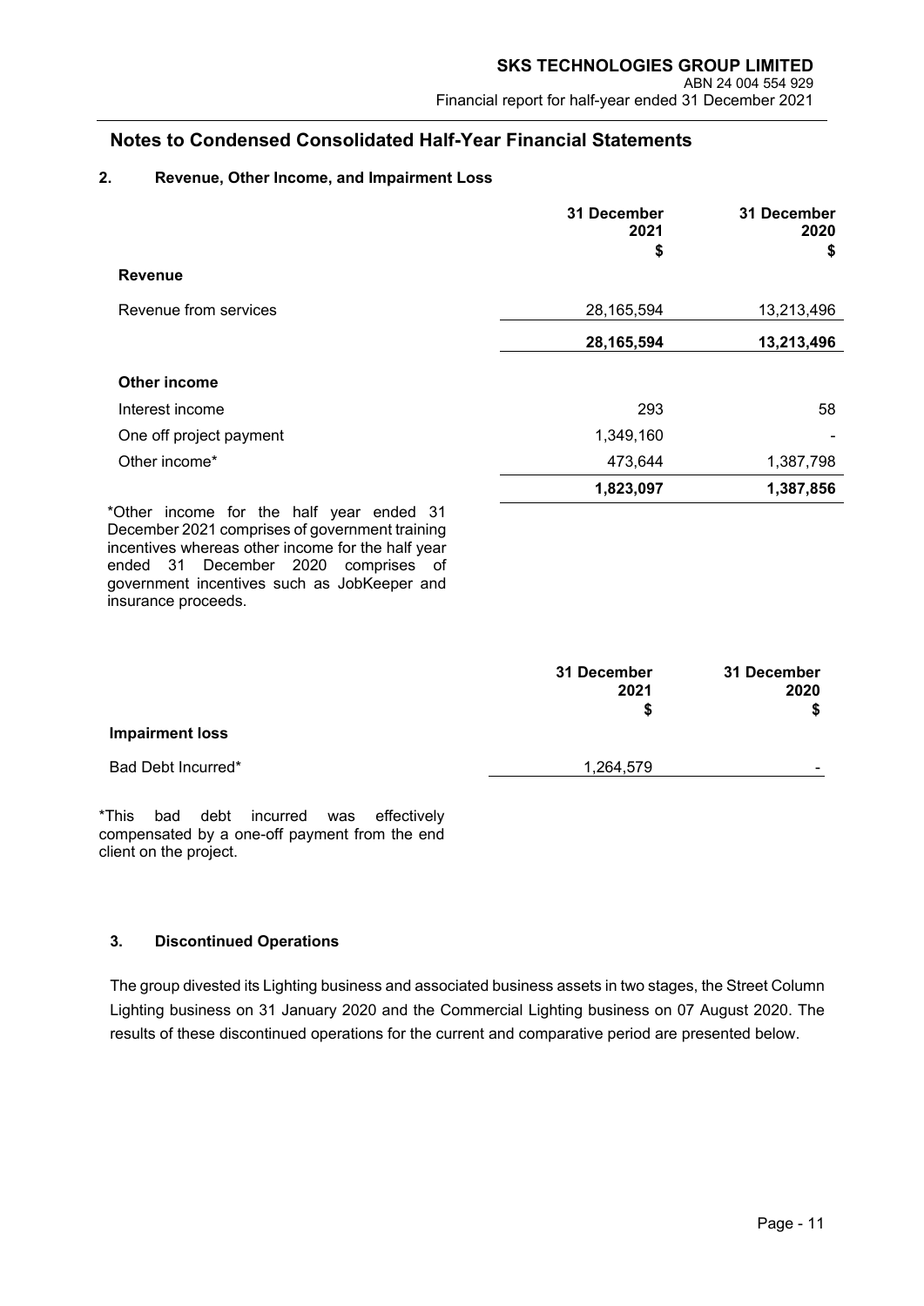## Notes to Condensed Consolidated Half-Year Financial Statements

### 2. Revenue, Other Income, and Impairment Loss

| | 31 December 2021 $ | 31 December 2020 $ |
|---|---|---|
| **Revenue** | | |
| Revenue from services | 28,165,594 | 13,213,496 |
| | **28,165,594** | **13,213,496** |
| **Other income** | | |
| Interest income | 293 | 58 |
| One off project payment | 1,349,160 | - |
| Other income* | 473,644 | 1,387,798 |
| | **1,823,097** | **1,387,856** |

*Other income for the half year ended 31 December 2021 comprises of government training incentives whereas other income for the half year ended 31 December 2020 comprises of government incentives such as JobKeeper and insurance proceeds.

| | 31 December 2021 $ | 31 December 2020 $ |
|---|---|---|
| **Impairment loss** | | |
| Bad Debt Incurred* | 1,264,579 | - |

*This bad debt incurred was effectively compensated by a one-off payment from the end client on the project.

### 3. Discontinued Operations

The group divested its Lighting business and associated business assets in two stages, the Street Column Lighting business on 31 January 2020 and the Commercial Lighting business on 07 August 2020. The results of these discontinued operations for the current and comparative period are presented below.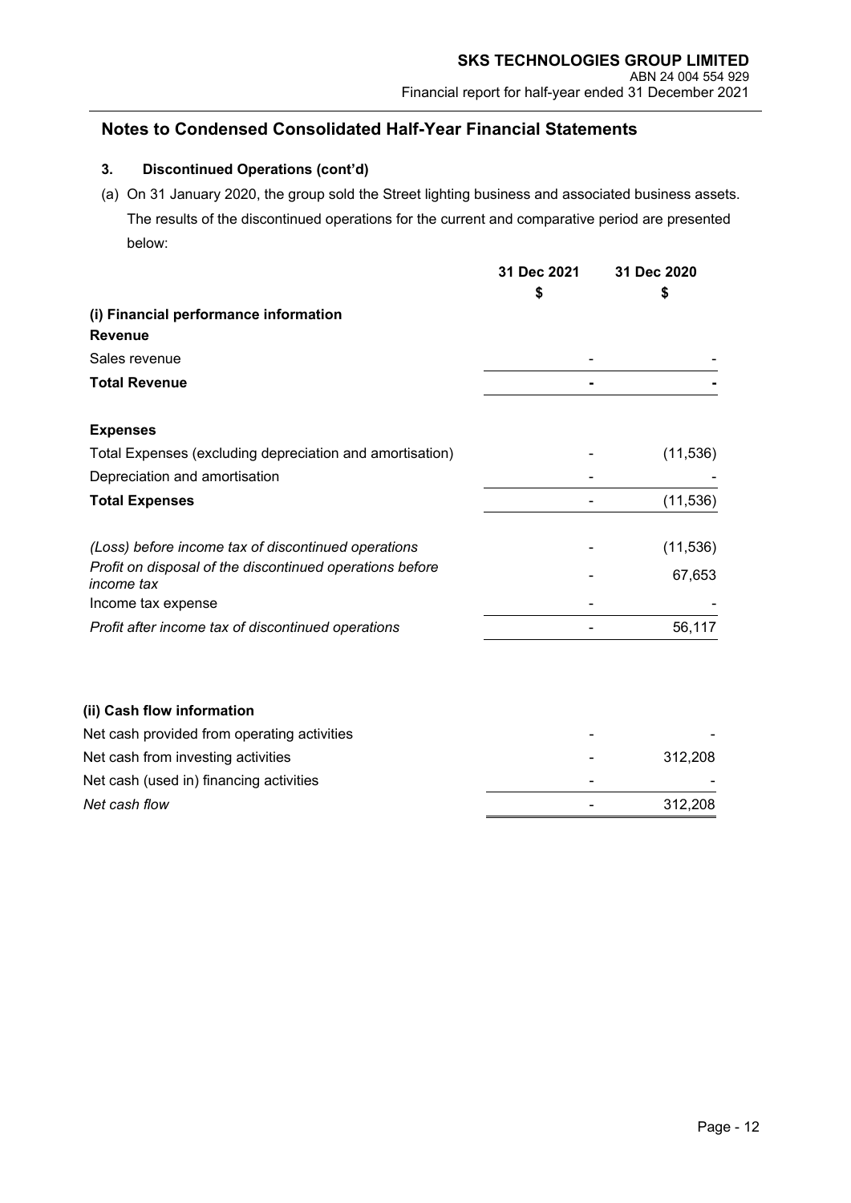## Notes to Condensed Consolidated Half-Year Financial Statements

### 3. Discontinued Operations (cont'd)

(a) On 31 January 2020, the group sold the Street lighting business and associated business assets. The results of the discontinued operations for the current and comparative period are presented below:

| | 31 Dec 2021 | 31 Dec 2020 |
|---|---|---|
| | $ | $ |
| **(i) Financial performance information** | | |
| **Revenue** | | |
| Sales revenue | - | - |
| **Total Revenue** | **-** | **-** |
| | | |
| **Expenses** | | |
| Total Expenses (excluding depreciation and amortisation) | - | (11,536) |
| Depreciation and amortisation | - | - |
| **Total Expenses** | - | (11,536) |
| | | |
| *(Loss) before income tax of discontinued operations* | - | (11,536) |
| *Profit on disposal of the discontinued operations before income tax* | - | 67,653 |
| Income tax expense | - | - |
| *Profit after income tax of discontinued operations* | - | 56,117 |

| | 31 Dec 2021 | 31 Dec 2020 |
|---|---|---|
| **(ii) Cash flow information** | | |
| Net cash provided from operating activities | - | - |
| Net cash from investing activities | - | 312,208 |
| Net cash (used in) financing activities | - | - |
| *Net cash flow* | - | 312,208 |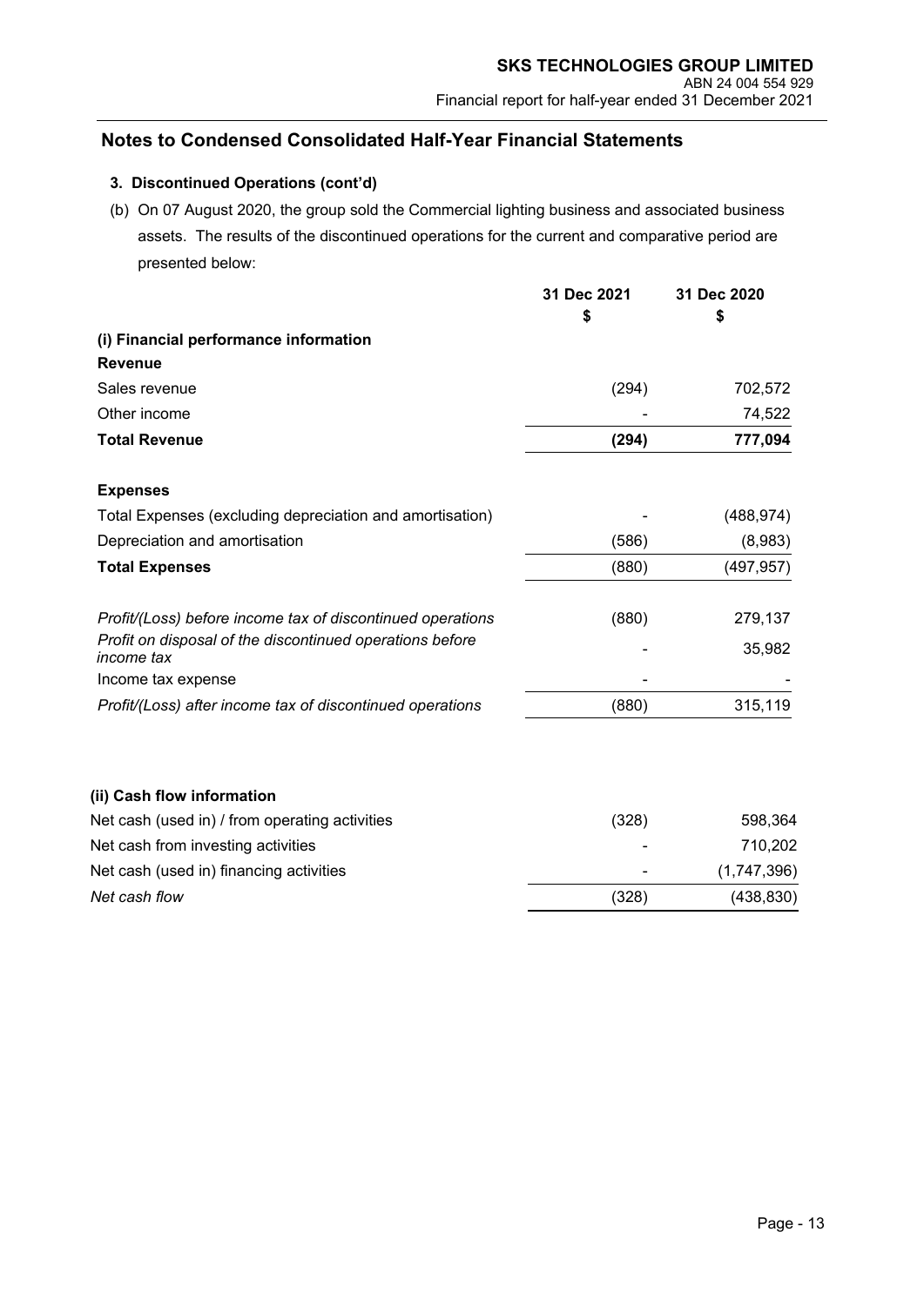## Notes to Condensed Consolidated Half-Year Financial Statements

### 3. Discontinued Operations (cont'd)

(b) On 07 August 2020, the group sold the Commercial lighting business and associated business assets. The results of the discontinued operations for the current and comparative period are presented below:

| | 31 Dec 2021<br>$ | 31 Dec 2020<br>$ |
|---|---|---|
| **(i) Financial performance information** | | |
| **Revenue** | | |
| Sales revenue | (294) | 702,572 |
| Other income | - | 74,522 |
| **Total Revenue** | **(294)** | **777,094** |
| | | |
| **Expenses** | | |
| Total Expenses (excluding depreciation and amortisation) | - | (488,974) |
| Depreciation and amortisation | (586) | (8,983) |
| **Total Expenses** | (880) | (497,957) |
| | | |
| *Profit/(Loss) before income tax of discontinued operations* | (880) | 279,137 |
| *Profit on disposal of the discontinued operations before income tax* | - | 35,982 |
| Income tax expense | - | - |
| *Profit/(Loss) after income tax of discontinued operations* | (880) | 315,119 |

| | 31 Dec 2021<br>$ | 31 Dec 2020<br>$ |
|---|---|---|
| **(ii) Cash flow information** | | |
| Net cash (used in) / from operating activities | (328) | 598,364 |
| Net cash from investing activities | - | 710,202 |
| Net cash (used in) financing activities | - | (1,747,396) |
| *Net cash flow* | (328) | (438,830) |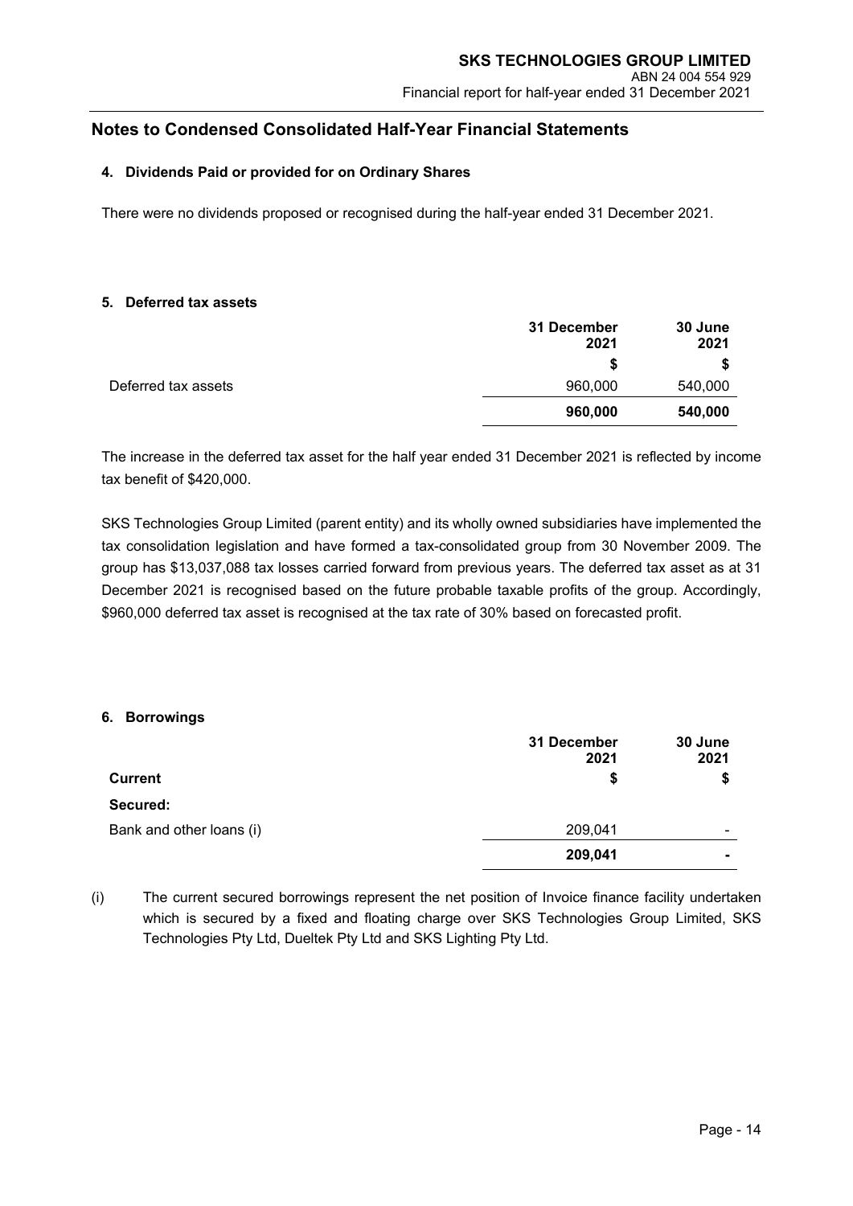## Notes to Condensed Consolidated Half-Year Financial Statements

### 4. Dividends Paid or provided for on Ordinary Shares

There were no dividends proposed or recognised during the half-year ended 31 December 2021.

### 5. Deferred tax assets

| | 31 December 2021 | 30 June 2021 |
|---|---|---|
| | $ | $ |
| Deferred tax assets | 960,000 | 540,000 |
| | **960,000** | **540,000** |

The increase in the deferred tax asset for the half year ended 31 December 2021 is reflected by income tax benefit of $420,000.

SKS Technologies Group Limited (parent entity) and its wholly owned subsidiaries have implemented the tax consolidation legislation and have formed a tax-consolidated group from 30 November 2009. The group has $13,037,088 tax losses carried forward from previous years. The deferred tax asset as at 31 December 2021 is recognised based on the future probable taxable profits of the group. Accordingly, $960,000 deferred tax asset is recognised at the tax rate of 30% based on forecasted profit.

### 6. Borrowings

| | 31 December 2021 | 30 June 2021 |
|---|---|---|
| **Current** | $ | $ |
| **Secured:** | | |
| Bank and other loans (i) | 209,041 | - |
| | **209,041** | **-** |

(i) The current secured borrowings represent the net position of Invoice finance facility undertaken which is secured by a fixed and floating charge over SKS Technologies Group Limited, SKS Technologies Pty Ltd, Dueltek Pty Ltd and SKS Lighting Pty Ltd.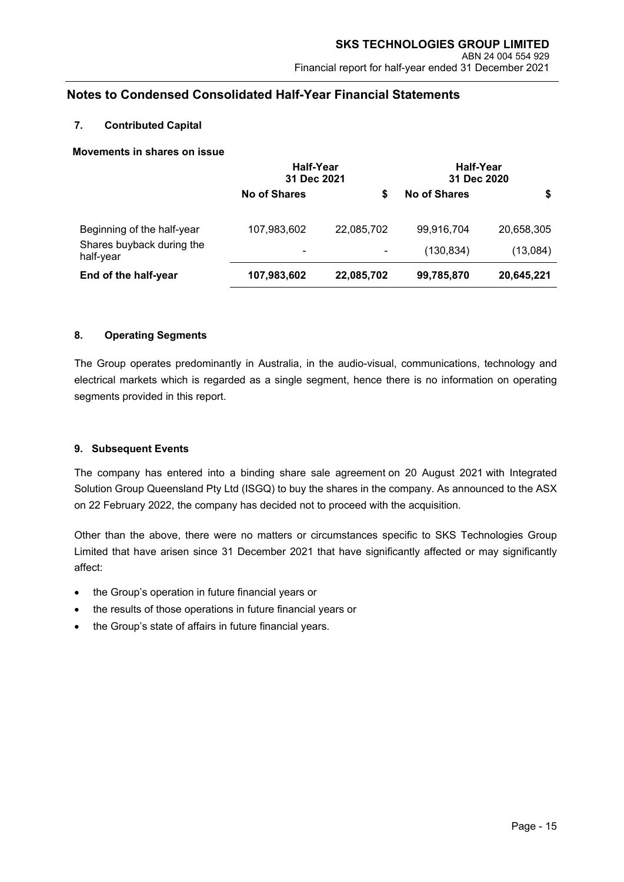# Notes to Condensed Consolidated Half-Year Financial Statements

## 7. Contributed Capital

**Movements in shares on issue**

| | Half-Year 31 Dec 2021 | | Half-Year 31 Dec 2020 | |
|---|---|---|---|---|
| | **No of Shares** | **$** | **No of Shares** | **$** |
| Beginning of the half-year | 107,983,602 | 22,085,702 | 99,916,704 | 20,658,305 |
| Shares buyback during the half-year | - | - | (130,834) | (13,084) |
| **End of the half-year** | **107,983,602** | **22,085,702** | **99,785,870** | **20,645,221** |

## 8. Operating Segments

The Group operates predominantly in Australia, in the audio-visual, communications, technology and electrical markets which is regarded as a single segment, hence there is no information on operating segments provided in this report.

## 9. Subsequent Events

The company has entered into a binding share sale agreement on 20 August 2021 with Integrated Solution Group Queensland Pty Ltd (ISGQ) to buy the shares in the company. As announced to the ASX on 22 February 2022, the company has decided not to proceed with the acquisition.

Other than the above, there were no matters or circumstances specific to SKS Technologies Group Limited that have arisen since 31 December 2021 that have significantly affected or may significantly affect:

- the Group's operation in future financial years or
- the results of those operations in future financial years or
- the Group's state of affairs in future financial years.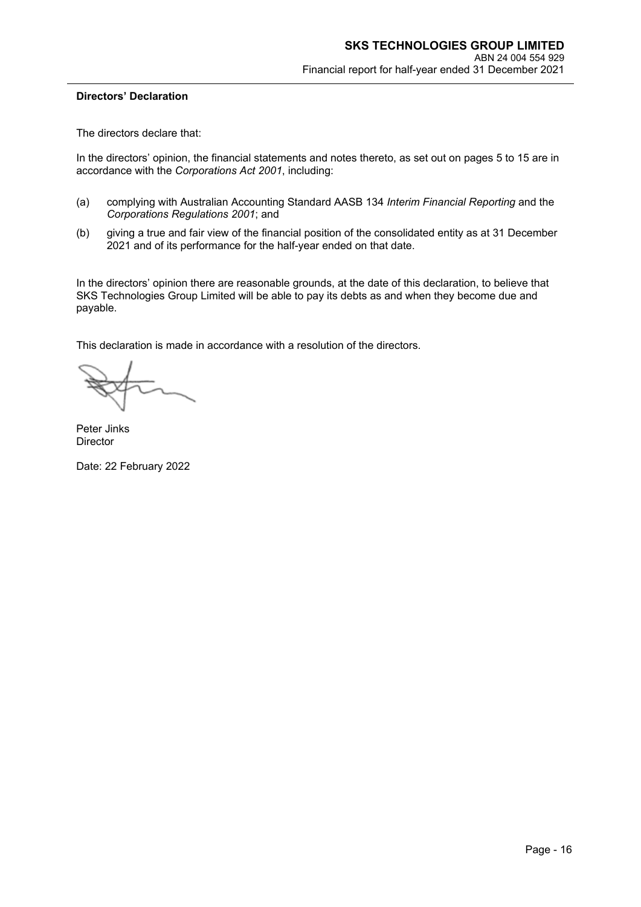**Directors' Declaration**

The directors declare that:

In the directors' opinion, the financial statements and notes thereto, as set out on pages 5 to 15 are in accordance with the *Corporations Act 2001*, including:

(a) complying with Australian Accounting Standard AASB 134 *Interim Financial Reporting* and the *Corporations Regulations 2001*; and

(b) giving a true and fair view of the financial position of the consolidated entity as at 31 December 2021 and of its performance for the half-year ended on that date.

In the directors' opinion there are reasonable grounds, at the date of this declaration, to believe that SKS Technologies Group Limited will be able to pay its debts as and when they become due and payable.

This declaration is made in accordance with a resolution of the directors.

Peter Jinks
Director

Date: 22 February 2022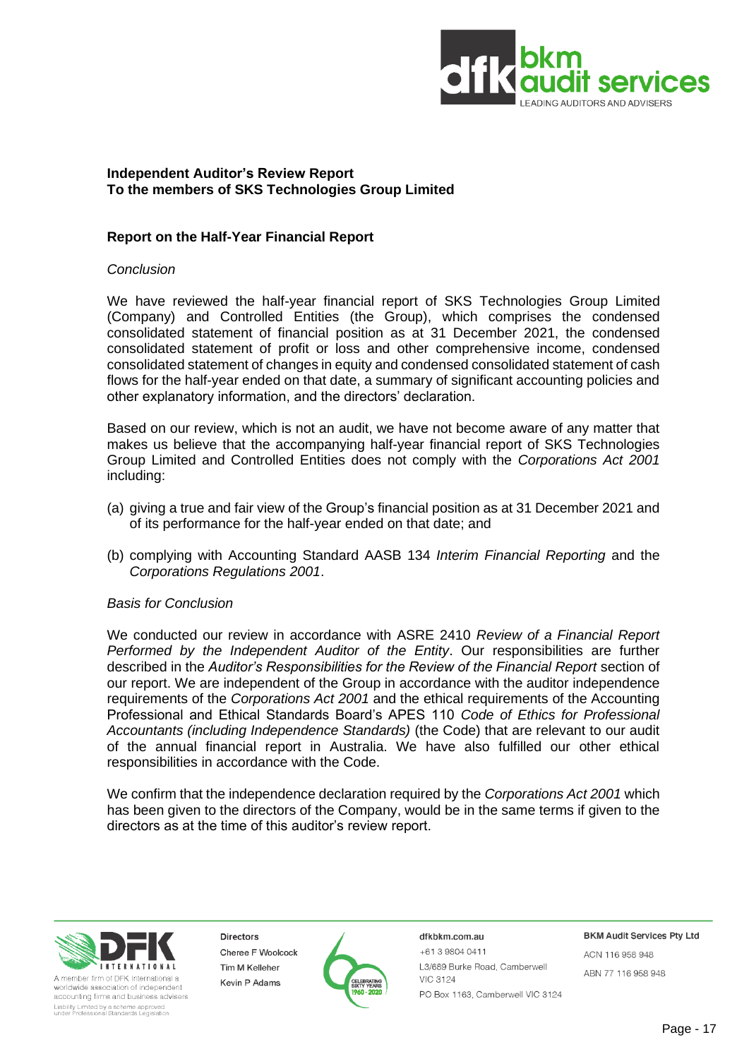## Independent Auditor's Review Report
## To the members of SKS Technologies Group Limited

### Report on the Half-Year Financial Report

*Conclusion*

We have reviewed the half-year financial report of SKS Technologies Group Limited (Company) and Controlled Entities (the Group), which comprises the condensed consolidated statement of financial position as at 31 December 2021, the condensed consolidated statement of profit or loss and other comprehensive income, condensed consolidated statement of changes in equity and condensed consolidated statement of cash flows for the half-year ended on that date, a summary of significant accounting policies and other explanatory information, and the directors' declaration.

Based on our review, which is not an audit, we have not become aware of any matter that makes us believe that the accompanying half-year financial report of SKS Technologies Group Limited and Controlled Entities does not comply with the *Corporations Act 2001* including:

(a) giving a true and fair view of the Group's financial position as at 31 December 2021 and of its performance for the half-year ended on that date; and

(b) complying with Accounting Standard AASB 134 *Interim Financial Reporting* and the *Corporations Regulations 2001*.

*Basis for Conclusion*

We conducted our review in accordance with ASRE 2410 *Review of a Financial Report Performed by the Independent Auditor of the Entity*. Our responsibilities are further described in the *Auditor's Responsibilities for the Review of the Financial Report* section of our report. We are independent of the Group in accordance with the auditor independence requirements of the *Corporations Act 2001* and the ethical requirements of the Accounting Professional and Ethical Standards Board's APES 110 *Code of Ethics for Professional Accountants (including Independence Standards)* (the Code) that are relevant to our audit of the annual financial report in Australia. We have also fulfilled our other ethical responsibilities in accordance with the Code.

We confirm that the independence declaration required by the *Corporations Act 2001* which has been given to the directors of the Company, would be in the same terms if given to the directors as at the time of this auditor's review report.

A member firm of DFK International a worldwide association of independent accounting firms and business advisers
Liability Limited by a scheme approved under Professional Standards Legislation

Directors
Cheree F Woolcock
Tim M Kelleher
Kevin P Adams

dfkbkm.com.au
+61 3 9804 0411
L3/689 Burke Road, Camberwell VIC 3124
PO Box 1163, Camberwell VIC 3124

BKM Audit Services Pty Ltd
ACN 116 958 948
ABN 77 116 958 948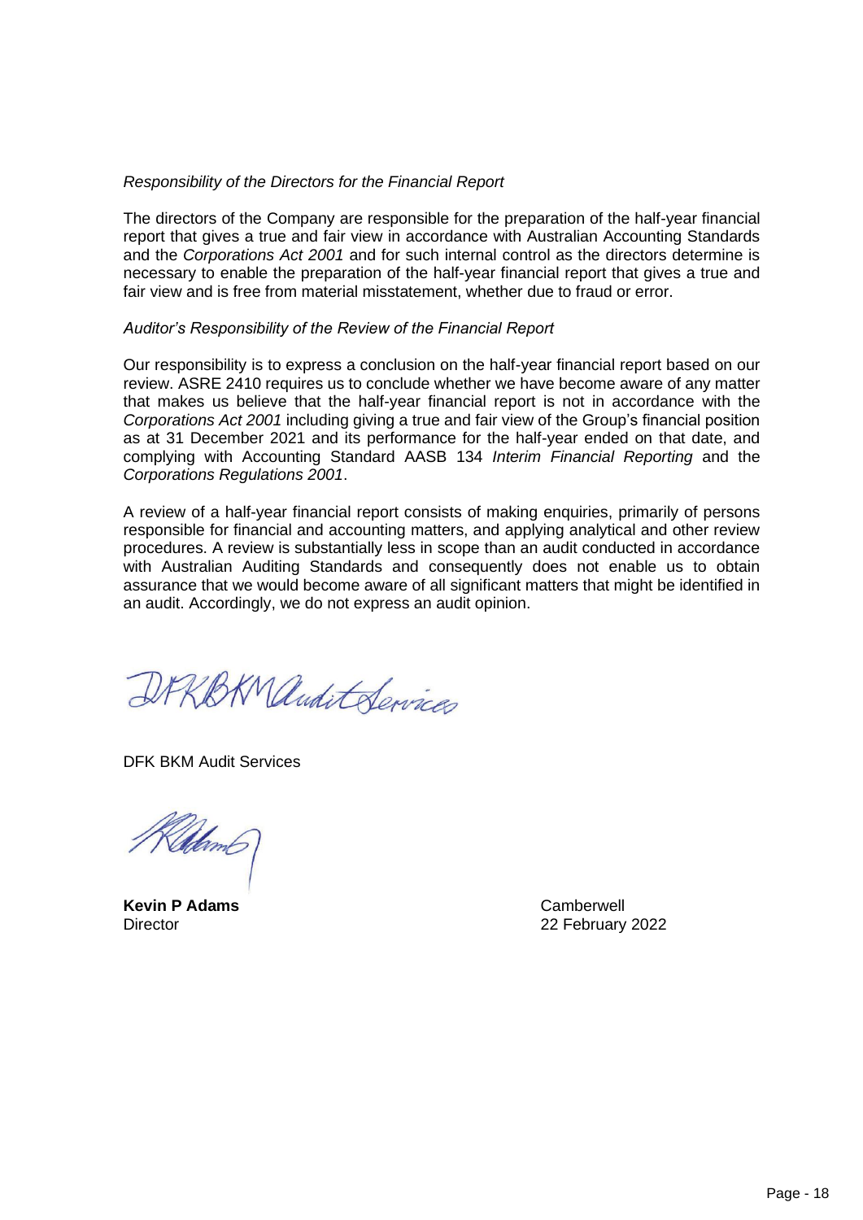*Responsibility of the Directors for the Financial Report*

The directors of the Company are responsible for the preparation of the half-year financial report that gives a true and fair view in accordance with Australian Accounting Standards and the *Corporations Act 2001* and for such internal control as the directors determine is necessary to enable the preparation of the half-year financial report that gives a true and fair view and is free from material misstatement, whether due to fraud or error.

*Auditor's Responsibility of the Review of the Financial Report*

Our responsibility is to express a conclusion on the half-year financial report based on our review. ASRE 2410 requires us to conclude whether we have become aware of any matter that makes us believe that the half-year financial report is not in accordance with the *Corporations Act 2001* including giving a true and fair view of the Group's financial position as at 31 December 2021 and its performance for the half-year ended on that date, and complying with Accounting Standard AASB 134 *Interim Financial Reporting* and the *Corporations Regulations 2001*.

A review of a half-year financial report consists of making enquiries, primarily of persons responsible for financial and accounting matters, and applying analytical and other review procedures. A review is substantially less in scope than an audit conducted in accordance with Australian Auditing Standards and consequently does not enable us to obtain assurance that we would become aware of all significant matters that might be identified in an audit. Accordingly, we do not express an audit opinion.

DFK BKM Audit Services

DFK BKM Audit Services

**Kevin P Adams**
Director

Camberwell
22 February 2022